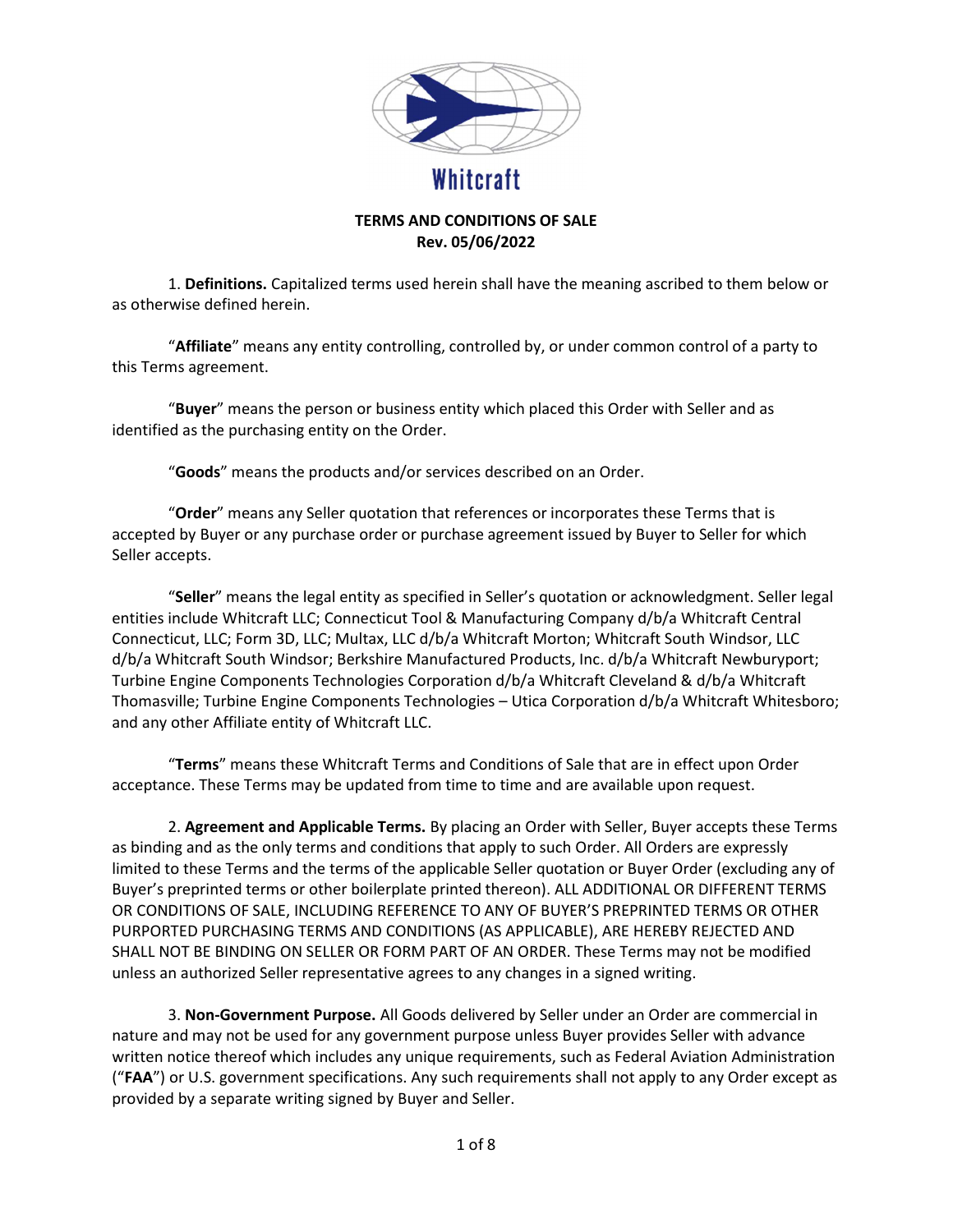Whitcraft

# TERMS AND CONDITIONS OF SALE

**Rev. 05/06/2022**

1. **Definitions.** Capitalized terms used herein shall have the meaning ascribed to them below or as otherwise defined herein.

"**Affiliate**" means any entity controlling, controlled by, or under common control of a party to this Terms agreement.

"**Buyer**" means the person or business entity which placed this Order with Seller and as identified as the purchasing entity on the Order.

"**Goods**" means the products and/or services described on an Order.

"**Order**" means any Seller quotation that references or incorporates these Terms that is accepted by Buyer or any purchase order or purchase agreement issued by Buyer to Seller for which Seller accepts.

"**Seller**" means the legal entity as specified in Seller's quotation or acknowledgment. Seller legal entities include Whitcraft LLC; Connecticut Tool & Manufacturing Company d/b/a Whitcraft Central Connecticut, LLC; Form 3D, LLC; Multax, LLC d/b/a Whitcraft Morton; Whitcraft South Windsor, LLC d/b/a Whitcraft South Windsor; Berkshire Manufactured Products, Inc. d/b/a Whitcraft Newburyport; Turbine Engine Components Technologies Corporation d/b/a Whitcraft Cleveland & d/b/a Whitcraft Thomasville; Turbine Engine Components Technologies – Utica Corporation d/b/a Whitcraft Whitesboro; and any other Affiliate entity of Whitcraft LLC.

"**Terms**" means these Whitcraft Terms and Conditions of Sale that are in effect upon Order acceptance. These Terms may be updated from time to time and are available upon request.

2. **Agreement and Applicable Terms.** By placing an Order with Seller, Buyer accepts these Terms as binding and as the only terms and conditions that apply to such Order. All Orders are expressly limited to these Terms and the terms of the applicable Seller quotation or Buyer Order (excluding any of Buyer's preprinted terms or other boilerplate printed thereon). ALL ADDITIONAL OR DIFFERENT TERMS OR CONDITIONS OF SALE, INCLUDING REFERENCE TO ANY OF BUYER'S PREPRINTED TERMS OR OTHER PURPORTED PURCHASING TERMS AND CONDITIONS (AS APPLICABLE), ARE HEREBY REJECTED AND SHALL NOT BE BINDING ON SELLER OR FORM PART OF AN ORDER. These Terms may not be modified unless an authorized Seller representative agrees to any changes in a signed writing.

3. **Non-Government Purpose.** All Goods delivered by Seller under an Order are commercial in nature and may not be used for any government purpose unless Buyer provides Seller with advance written notice thereof which includes any unique requirements, such as Federal Aviation Administration ("**FAA**") or U.S. government specifications. Any such requirements shall not apply to any Order except as provided by a separate writing signed by Buyer and Seller.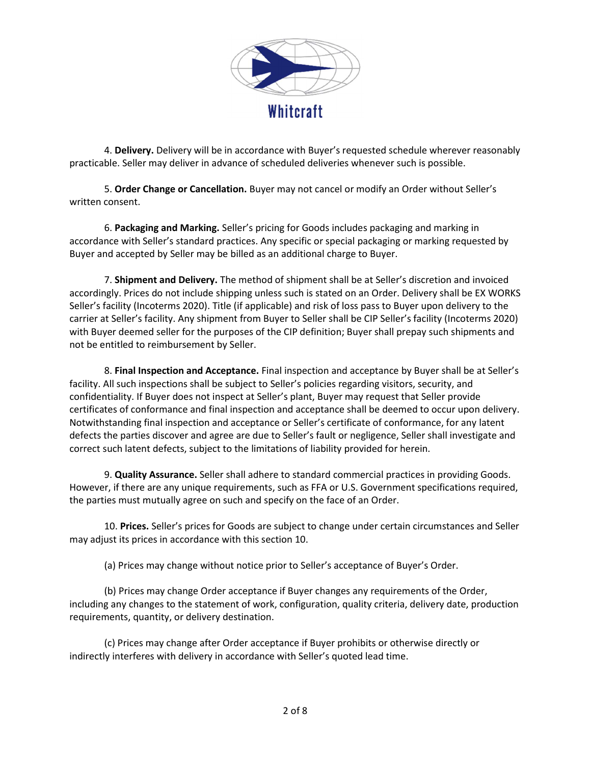4. **Delivery.** Delivery will be in accordance with Buyer's requested schedule wherever reasonably practicable. Seller may deliver in advance of scheduled deliveries whenever such is possible.

5. **Order Change or Cancellation.** Buyer may not cancel or modify an Order without Seller's written consent.

6. **Packaging and Marking.** Seller's pricing for Goods includes packaging and marking in accordance with Seller's standard practices. Any specific or special packaging or marking requested by Buyer and accepted by Seller may be billed as an additional charge to Buyer.

7. **Shipment and Delivery.** The method of shipment shall be at Seller's discretion and invoiced accordingly. Prices do not include shipping unless such is stated on an Order. Delivery shall be EX WORKS Seller's facility (Incoterms 2020). Title (if applicable) and risk of loss pass to Buyer upon delivery to the carrier at Seller's facility. Any shipment from Buyer to Seller shall be CIP Seller's facility (Incoterms 2020) with Buyer deemed seller for the purposes of the CIP definition; Buyer shall prepay such shipments and not be entitled to reimbursement by Seller.

8. **Final Inspection and Acceptance.** Final inspection and acceptance by Buyer shall be at Seller's facility. All such inspections shall be subject to Seller's policies regarding visitors, security, and confidentiality. If Buyer does not inspect at Seller's plant, Buyer may request that Seller provide certificates of conformance and final inspection and acceptance shall be deemed to occur upon delivery. Notwithstanding final inspection and acceptance or Seller's certificate of conformance, for any latent defects the parties discover and agree are due to Seller's fault or negligence, Seller shall investigate and correct such latent defects, subject to the limitations of liability provided for herein.

9. **Quality Assurance.** Seller shall adhere to standard commercial practices in providing Goods. However, if there are any unique requirements, such as FFA or U.S. Government specifications required, the parties must mutually agree on such and specify on the face of an Order.

10. **Prices.** Seller's prices for Goods are subject to change under certain circumstances and Seller may adjust its prices in accordance with this section 10.

(a) Prices may change without notice prior to Seller's acceptance of Buyer's Order.

(b) Prices may change Order acceptance if Buyer changes any requirements of the Order, including any changes to the statement of work, configuration, quality criteria, delivery date, production requirements, quantity, or delivery destination.

(c) Prices may change after Order acceptance if Buyer prohibits or otherwise directly or indirectly interferes with delivery in accordance with Seller's quoted lead time.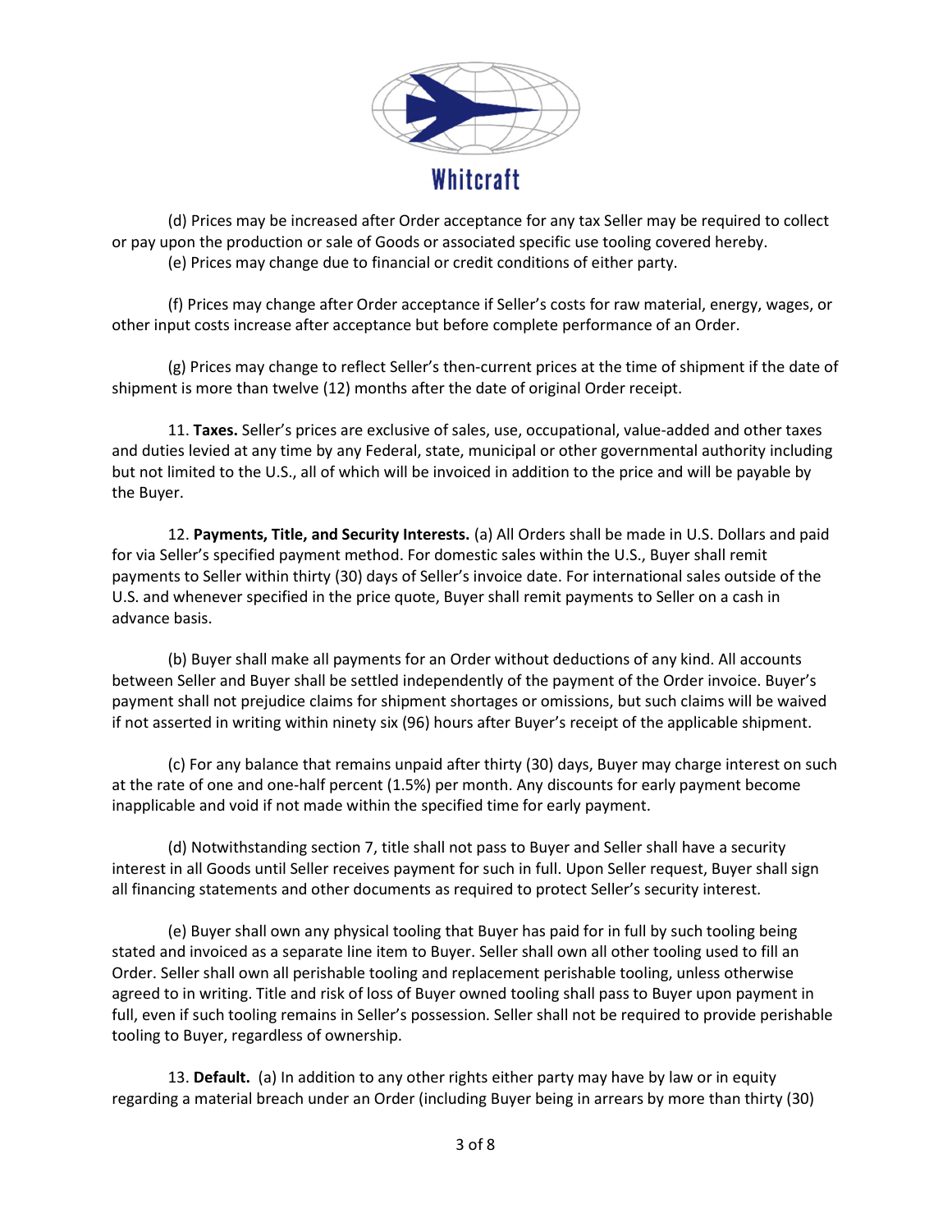(d) Prices may be increased after Order acceptance for any tax Seller may be required to collect or pay upon the production or sale of Goods or associated specific use tooling covered hereby.

(e) Prices may change due to financial or credit conditions of either party.

(f) Prices may change after Order acceptance if Seller's costs for raw material, energy, wages, or other input costs increase after acceptance but before complete performance of an Order.

(g) Prices may change to reflect Seller's then-current prices at the time of shipment if the date of shipment is more than twelve (12) months after the date of original Order receipt.

11. **Taxes.** Seller's prices are exclusive of sales, use, occupational, value-added and other taxes and duties levied at any time by any Federal, state, municipal or other governmental authority including but not limited to the U.S., all of which will be invoiced in addition to the price and will be payable by the Buyer.

12. **Payments, Title, and Security Interests.** (a) All Orders shall be made in U.S. Dollars and paid for via Seller's specified payment method. For domestic sales within the U.S., Buyer shall remit payments to Seller within thirty (30) days of Seller's invoice date. For international sales outside of the U.S. and whenever specified in the price quote, Buyer shall remit payments to Seller on a cash in advance basis.

(b) Buyer shall make all payments for an Order without deductions of any kind. All accounts between Seller and Buyer shall be settled independently of the payment of the Order invoice. Buyer's payment shall not prejudice claims for shipment shortages or omissions, but such claims will be waived if not asserted in writing within ninety six (96) hours after Buyer's receipt of the applicable shipment.

(c) For any balance that remains unpaid after thirty (30) days, Buyer may charge interest on such at the rate of one and one-half percent (1.5%) per month. Any discounts for early payment become inapplicable and void if not made within the specified time for early payment.

(d) Notwithstanding section 7, title shall not pass to Buyer and Seller shall have a security interest in all Goods until Seller receives payment for such in full. Upon Seller request, Buyer shall sign all financing statements and other documents as required to protect Seller's security interest.

(e) Buyer shall own any physical tooling that Buyer has paid for in full by such tooling being stated and invoiced as a separate line item to Buyer. Seller shall own all other tooling used to fill an Order. Seller shall own all perishable tooling and replacement perishable tooling, unless otherwise agreed to in writing. Title and risk of loss of Buyer owned tooling shall pass to Buyer upon payment in full, even if such tooling remains in Seller's possession. Seller shall not be required to provide perishable tooling to Buyer, regardless of ownership.

13. **Default.** (a) In addition to any other rights either party may have by law or in equity regarding a material breach under an Order (including Buyer being in arrears by more than thirty (30)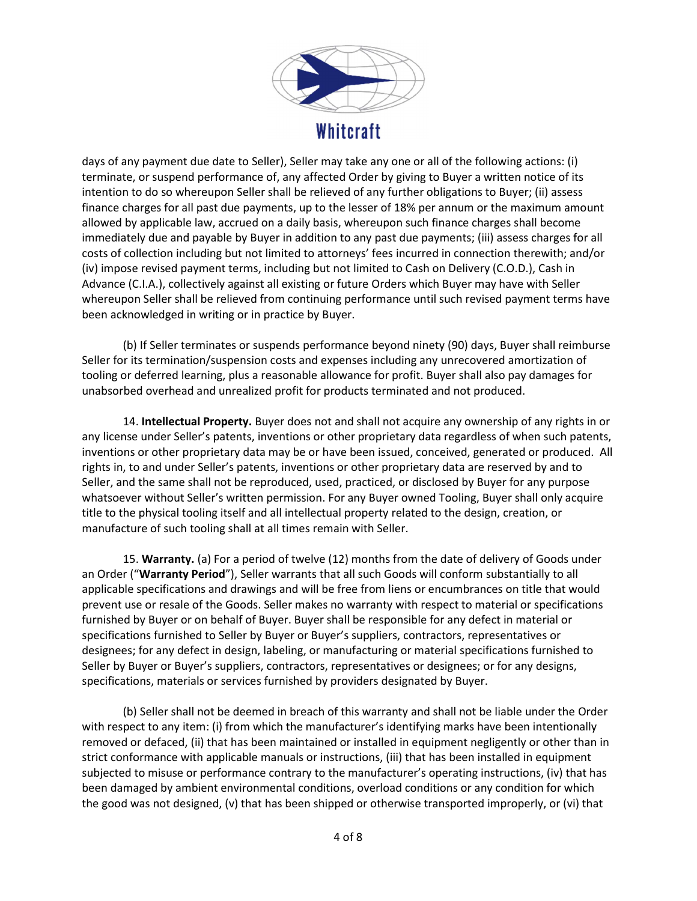days of any payment due date to Seller), Seller may take any one or all of the following actions: (i) terminate, or suspend performance of, any affected Order by giving to Buyer a written notice of its intention to do so whereupon Seller shall be relieved of any further obligations to Buyer; (ii) assess finance charges for all past due payments, up to the lesser of 18% per annum or the maximum amount allowed by applicable law, accrued on a daily basis, whereupon such finance charges shall become immediately due and payable by Buyer in addition to any past due payments; (iii) assess charges for all costs of collection including but not limited to attorneys' fees incurred in connection therewith; and/or (iv) impose revised payment terms, including but not limited to Cash on Delivery (C.O.D.), Cash in Advance (C.I.A.), collectively against all existing or future Orders which Buyer may have with Seller whereupon Seller shall be relieved from continuing performance until such revised payment terms have been acknowledged in writing or in practice by Buyer.

(b) If Seller terminates or suspends performance beyond ninety (90) days, Buyer shall reimburse Seller for its termination/suspension costs and expenses including any unrecovered amortization of tooling or deferred learning, plus a reasonable allowance for profit. Buyer shall also pay damages for unabsorbed overhead and unrealized profit for products terminated and not produced.

14. **Intellectual Property.** Buyer does not and shall not acquire any ownership of any rights in or any license under Seller's patents, inventions or other proprietary data regardless of when such patents, inventions or other proprietary data may be or have been issued, conceived, generated or produced. All rights in, to and under Seller's patents, inventions or other proprietary data are reserved by and to Seller, and the same shall not be reproduced, used, practiced, or disclosed by Buyer for any purpose whatsoever without Seller's written permission. For any Buyer owned Tooling, Buyer shall only acquire title to the physical tooling itself and all intellectual property related to the design, creation, or manufacture of such tooling shall at all times remain with Seller.

15. **Warranty.** (a) For a period of twelve (12) months from the date of delivery of Goods under an Order ("**Warranty Period**"), Seller warrants that all such Goods will conform substantially to all applicable specifications and drawings and will be free from liens or encumbrances on title that would prevent use or resale of the Goods. Seller makes no warranty with respect to material or specifications furnished by Buyer or on behalf of Buyer. Buyer shall be responsible for any defect in material or specifications furnished to Seller by Buyer or Buyer's suppliers, contractors, representatives or designees; for any defect in design, labeling, or manufacturing or material specifications furnished to Seller by Buyer or Buyer's suppliers, contractors, representatives or designees; or for any designs, specifications, materials or services furnished by providers designated by Buyer.

(b) Seller shall not be deemed in breach of this warranty and shall not be liable under the Order with respect to any item: (i) from which the manufacturer's identifying marks have been intentionally removed or defaced, (ii) that has been maintained or installed in equipment negligently or other than in strict conformance with applicable manuals or instructions, (iii) that has been installed in equipment subjected to misuse or performance contrary to the manufacturer's operating instructions, (iv) that has been damaged by ambient environmental conditions, overload conditions or any condition for which the good was not designed, (v) that has been shipped or otherwise transported improperly, or (vi) that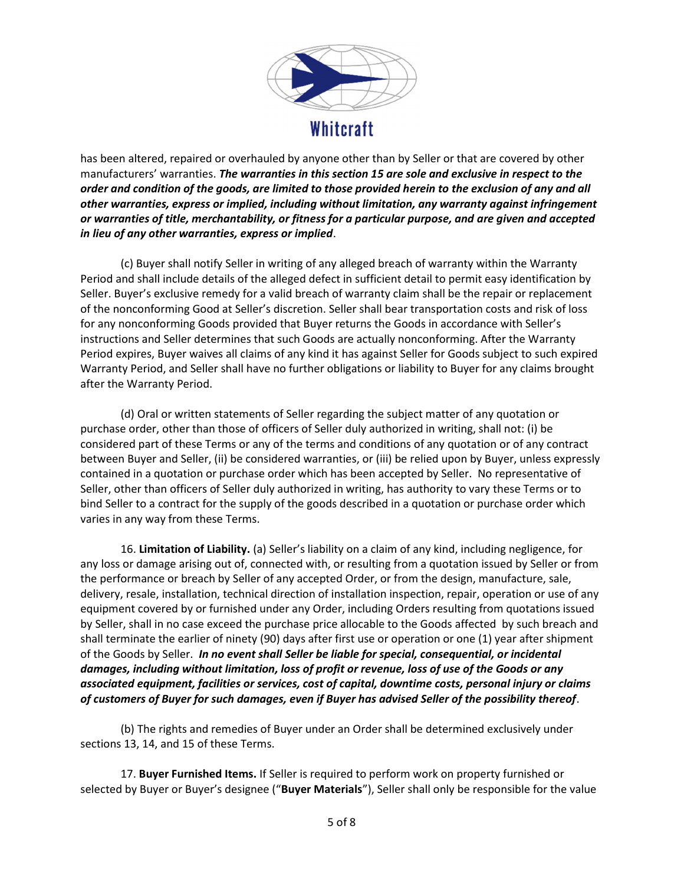has been altered, repaired or overhauled by anyone other than by Seller or that are covered by other manufacturers' warranties. ***The warranties in this section 15 are sole and exclusive in respect to the order and condition of the goods, are limited to those provided herein to the exclusion of any and all other warranties, express or implied, including without limitation, any warranty against infringement or warranties of title, merchantability, or fitness for a particular purpose, and are given and accepted in lieu of any other warranties, express or implied***.

(c) Buyer shall notify Seller in writing of any alleged breach of warranty within the Warranty Period and shall include details of the alleged defect in sufficient detail to permit easy identification by Seller. Buyer's exclusive remedy for a valid breach of warranty claim shall be the repair or replacement of the nonconforming Good at Seller's discretion. Seller shall bear transportation costs and risk of loss for any nonconforming Goods provided that Buyer returns the Goods in accordance with Seller's instructions and Seller determines that such Goods are actually nonconforming. After the Warranty Period expires, Buyer waives all claims of any kind it has against Seller for Goods subject to such expired Warranty Period, and Seller shall have no further obligations or liability to Buyer for any claims brought after the Warranty Period.

(d) Oral or written statements of Seller regarding the subject matter of any quotation or purchase order, other than those of officers of Seller duly authorized in writing, shall not: (i) be considered part of these Terms or any of the terms and conditions of any quotation or of any contract between Buyer and Seller, (ii) be considered warranties, or (iii) be relied upon by Buyer, unless expressly contained in a quotation or purchase order which has been accepted by Seller. No representative of Seller, other than officers of Seller duly authorized in writing, has authority to vary these Terms or to bind Seller to a contract for the supply of the goods described in a quotation or purchase order which varies in any way from these Terms.

16. **Limitation of Liability.** (a) Seller's liability on a claim of any kind, including negligence, for any loss or damage arising out of, connected with, or resulting from a quotation issued by Seller or from the performance or breach by Seller of any accepted Order, or from the design, manufacture, sale, delivery, resale, installation, technical direction of installation inspection, repair, operation or use of any equipment covered by or furnished under any Order, including Orders resulting from quotations issued by Seller, shall in no case exceed the purchase price allocable to the Goods affected by such breach and shall terminate the earlier of ninety (90) days after first use or operation or one (1) year after shipment of the Goods by Seller. ***In no event shall Seller be liable for special, consequential, or incidental damages, including without limitation, loss of profit or revenue, loss of use of the Goods or any associated equipment, facilities or services, cost of capital, downtime costs, personal injury or claims of customers of Buyer for such damages, even if Buyer has advised Seller of the possibility thereof***.

(b) The rights and remedies of Buyer under an Order shall be determined exclusively under sections 13, 14, and 15 of these Terms.

17. **Buyer Furnished Items.** If Seller is required to perform work on property furnished or selected by Buyer or Buyer's designee ("**Buyer Materials**"), Seller shall only be responsible for the value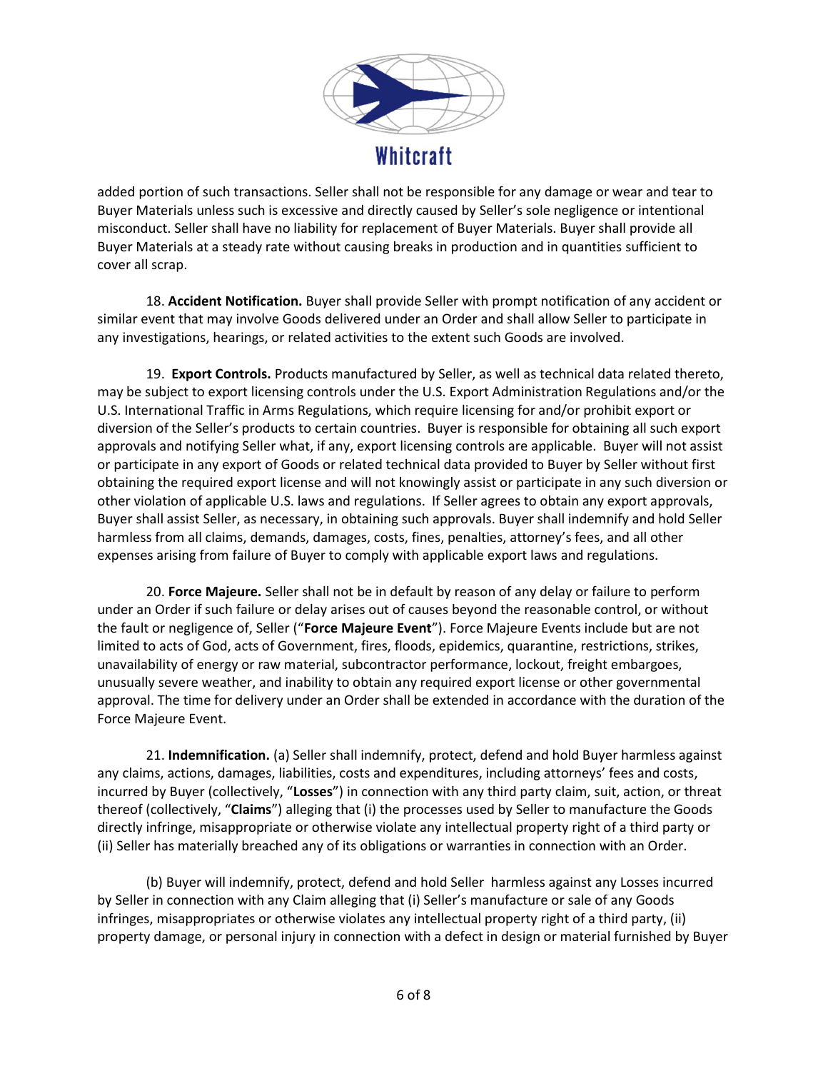added portion of such transactions. Seller shall not be responsible for any damage or wear and tear to Buyer Materials unless such is excessive and directly caused by Seller's sole negligence or intentional misconduct. Seller shall have no liability for replacement of Buyer Materials. Buyer shall provide all Buyer Materials at a steady rate without causing breaks in production and in quantities sufficient to cover all scrap.

18. **Accident Notification.** Buyer shall provide Seller with prompt notification of any accident or similar event that may involve Goods delivered under an Order and shall allow Seller to participate in any investigations, hearings, or related activities to the extent such Goods are involved.

19. **Export Controls.** Products manufactured by Seller, as well as technical data related thereto, may be subject to export licensing controls under the U.S. Export Administration Regulations and/or the U.S. International Traffic in Arms Regulations, which require licensing for and/or prohibit export or diversion of the Seller's products to certain countries. Buyer is responsible for obtaining all such export approvals and notifying Seller what, if any, export licensing controls are applicable. Buyer will not assist or participate in any export of Goods or related technical data provided to Buyer by Seller without first obtaining the required export license and will not knowingly assist or participate in any such diversion or other violation of applicable U.S. laws and regulations. If Seller agrees to obtain any export approvals, Buyer shall assist Seller, as necessary, in obtaining such approvals. Buyer shall indemnify and hold Seller harmless from all claims, demands, damages, costs, fines, penalties, attorney's fees, and all other expenses arising from failure of Buyer to comply with applicable export laws and regulations.

20. **Force Majeure.** Seller shall not be in default by reason of any delay or failure to perform under an Order if such failure or delay arises out of causes beyond the reasonable control, or without the fault or negligence of, Seller ("**Force Majeure Event**"). Force Majeure Events include but are not limited to acts of God, acts of Government, fires, floods, epidemics, quarantine, restrictions, strikes, unavailability of energy or raw material, subcontractor performance, lockout, freight embargoes, unusually severe weather, and inability to obtain any required export license or other governmental approval. The time for delivery under an Order shall be extended in accordance with the duration of the Force Majeure Event.

21. **Indemnification.** (a) Seller shall indemnify, protect, defend and hold Buyer harmless against any claims, actions, damages, liabilities, costs and expenditures, including attorneys' fees and costs, incurred by Buyer (collectively, "**Losses**") in connection with any third party claim, suit, action, or threat thereof (collectively, "**Claims**") alleging that (i) the processes used by Seller to manufacture the Goods directly infringe, misappropriate or otherwise violate any intellectual property right of a third party or (ii) Seller has materially breached any of its obligations or warranties in connection with an Order.

(b) Buyer will indemnify, protect, defend and hold Seller harmless against any Losses incurred by Seller in connection with any Claim alleging that (i) Seller's manufacture or sale of any Goods infringes, misappropriates or otherwise violates any intellectual property right of a third party, (ii) property damage, or personal injury in connection with a defect in design or material furnished by Buyer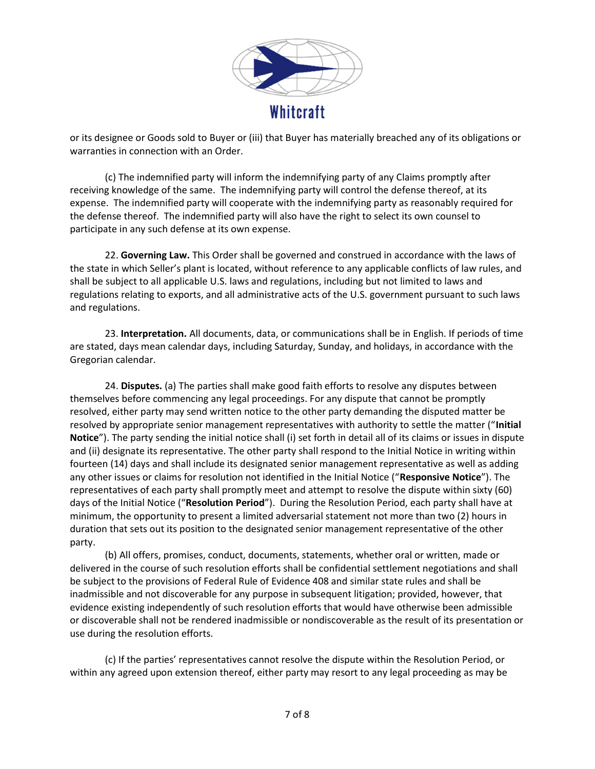or its designee or Goods sold to Buyer or (iii) that Buyer has materially breached any of its obligations or warranties in connection with an Order.

(c) The indemnified party will inform the indemnifying party of any Claims promptly after receiving knowledge of the same. The indemnifying party will control the defense thereof, at its expense. The indemnified party will cooperate with the indemnifying party as reasonably required for the defense thereof. The indemnified party will also have the right to select its own counsel to participate in any such defense at its own expense.

22. **Governing Law.** This Order shall be governed and construed in accordance with the laws of the state in which Seller's plant is located, without reference to any applicable conflicts of law rules, and shall be subject to all applicable U.S. laws and regulations, including but not limited to laws and regulations relating to exports, and all administrative acts of the U.S. government pursuant to such laws and regulations.

23. **Interpretation.** All documents, data, or communications shall be in English. If periods of time are stated, days mean calendar days, including Saturday, Sunday, and holidays, in accordance with the Gregorian calendar.

24. **Disputes.** (a) The parties shall make good faith efforts to resolve any disputes between themselves before commencing any legal proceedings. For any dispute that cannot be promptly resolved, either party may send written notice to the other party demanding the disputed matter be resolved by appropriate senior management representatives with authority to settle the matter ("**Initial Notice**"). The party sending the initial notice shall (i) set forth in detail all of its claims or issues in dispute and (ii) designate its representative. The other party shall respond to the Initial Notice in writing within fourteen (14) days and shall include its designated senior management representative as well as adding any other issues or claims for resolution not identified in the Initial Notice ("**Responsive Notice**"). The representatives of each party shall promptly meet and attempt to resolve the dispute within sixty (60) days of the Initial Notice ("**Resolution Period**"). During the Resolution Period, each party shall have at minimum, the opportunity to present a limited adversarial statement not more than two (2) hours in duration that sets out its position to the designated senior management representative of the other party.

(b) All offers, promises, conduct, documents, statements, whether oral or written, made or delivered in the course of such resolution efforts shall be confidential settlement negotiations and shall be subject to the provisions of Federal Rule of Evidence 408 and similar state rules and shall be inadmissible and not discoverable for any purpose in subsequent litigation; provided, however, that evidence existing independently of such resolution efforts that would have otherwise been admissible or discoverable shall not be rendered inadmissible or nondiscoverable as the result of its presentation or use during the resolution efforts.

(c) If the parties' representatives cannot resolve the dispute within the Resolution Period, or within any agreed upon extension thereof, either party may resort to any legal proceeding as may be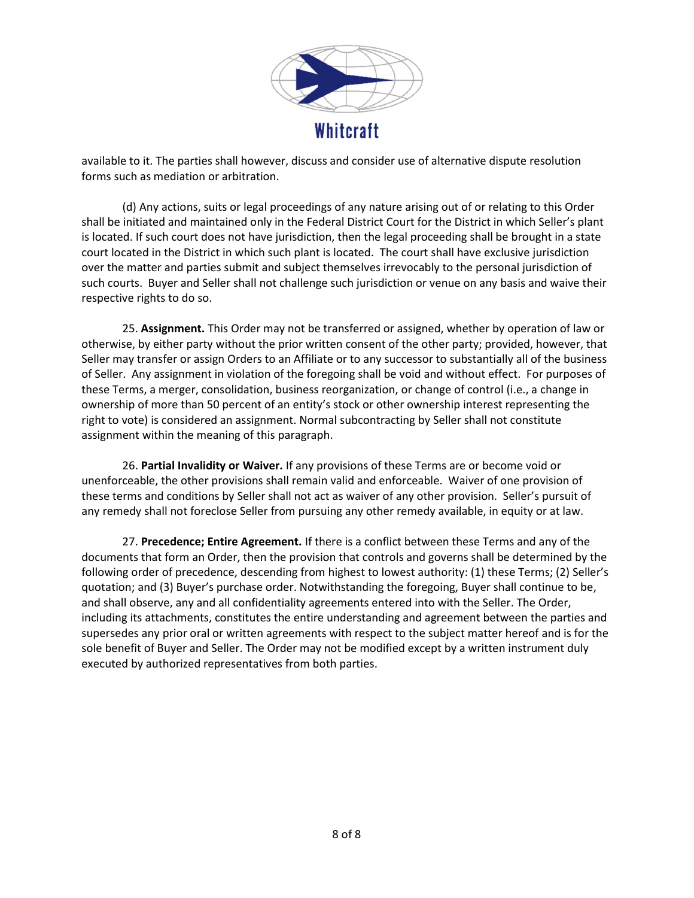available to it. The parties shall however, discuss and consider use of alternative dispute resolution forms such as mediation or arbitration.

(d) Any actions, suits or legal proceedings of any nature arising out of or relating to this Order shall be initiated and maintained only in the Federal District Court for the District in which Seller's plant is located. If such court does not have jurisdiction, then the legal proceeding shall be brought in a state court located in the District in which such plant is located. The court shall have exclusive jurisdiction over the matter and parties submit and subject themselves irrevocably to the personal jurisdiction of such courts. Buyer and Seller shall not challenge such jurisdiction or venue on any basis and waive their respective rights to do so.

25. **Assignment.** This Order may not be transferred or assigned, whether by operation of law or otherwise, by either party without the prior written consent of the other party; provided, however, that Seller may transfer or assign Orders to an Affiliate or to any successor to substantially all of the business of Seller. Any assignment in violation of the foregoing shall be void and without effect. For purposes of these Terms, a merger, consolidation, business reorganization, or change of control (i.e., a change in ownership of more than 50 percent of an entity's stock or other ownership interest representing the right to vote) is considered an assignment. Normal subcontracting by Seller shall not constitute assignment within the meaning of this paragraph.

26. **Partial Invalidity or Waiver.** If any provisions of these Terms are or become void or unenforceable, the other provisions shall remain valid and enforceable. Waiver of one provision of these terms and conditions by Seller shall not act as waiver of any other provision. Seller's pursuit of any remedy shall not foreclose Seller from pursuing any other remedy available, in equity or at law.

27. **Precedence; Entire Agreement.** If there is a conflict between these Terms and any of the documents that form an Order, then the provision that controls and governs shall be determined by the following order of precedence, descending from highest to lowest authority: (1) these Terms; (2) Seller's quotation; and (3) Buyer's purchase order. Notwithstanding the foregoing, Buyer shall continue to be, and shall observe, any and all confidentiality agreements entered into with the Seller. The Order, including its attachments, constitutes the entire understanding and agreement between the parties and supersedes any prior oral or written agreements with respect to the subject matter hereof and is for the sole benefit of Buyer and Seller. The Order may not be modified except by a written instrument duly executed by authorized representatives from both parties.